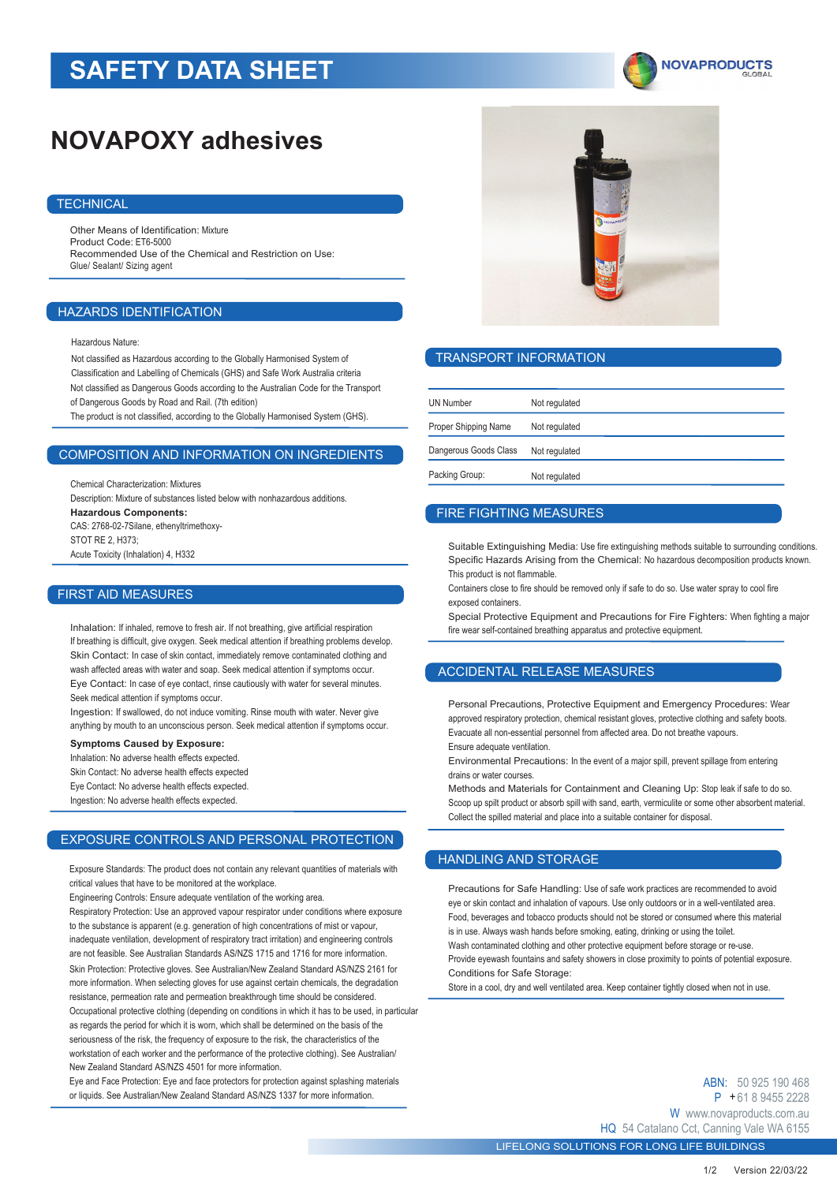# SAFETY DATA SHEET

NOVAPRODUCTS GLOBAL

# NOVAPOXY adhesives

## TECHNICAL

Other Means of Identification: Mixture
Product Code: ET6-5000
Recommended Use of the Chemical and Restriction on Use:
Glue/ Sealant/ Sizing agent

## HAZARDS IDENTIFICATION

Hazardous Nature:

Not classified as Hazardous according to the Globally Harmonised System of Classification and Labelling of Chemicals (GHS) and Safe Work Australia criteria
Not classified as Dangerous Goods according to the Australian Code for the Transport of Dangerous Goods by Road and Rail. (7th edition)
The product is not classified, according to the Globally Harmonised System (GHS).

## COMPOSITION AND INFORMATION ON INGREDIENTS

Chemical Characterization: Mixtures
Description: Mixture of substances listed below with nonhazardous additions.
**Hazardous Components:**
CAS: 2768-02-7Silane, ethenyltrimethoxy-
STOT RE 2, H373;
Acute Toxicity (Inhalation) 4, H332

## FIRST AID MEASURES

Inhalation: If inhaled, remove to fresh air. If not breathing, give artificial respiration
If breathing is difficult, give oxygen. Seek medical attention if breathing problems develop.
Skin Contact: In case of skin contact, immediately remove contaminated clothing and wash affected areas with water and soap. Seek medical attention if symptoms occur.
Eye Contact: In case of eye contact, rinse cautiously with water for several minutes. Seek medical attention if symptoms occur.
Ingestion: If swallowed, do not induce vomiting. Rinse mouth with water. Never give anything by mouth to an unconscious person. Seek medical attention if symptoms occur.

**Symptoms Caused by Exposure:**
Inhalation: No adverse health effects expected.
Skin Contact: No adverse health effects expected
Eye Contact: No adverse health effects expected.
Ingestion: No adverse health effects expected.

## EXPOSURE CONTROLS AND PERSONAL PROTECTION

Exposure Standards: The product does not contain any relevant quantities of materials with critical values that have to be monitored at the workplace.
Engineering Controls: Ensure adequate ventilation of the working area.
Respiratory Protection: Use an approved vapour respirator under conditions where exposure to the substance is apparent (e.g. generation of high concentrations of mist or vapour, inadequate ventilation, development of respiratory tract irritation) and engineering controls are not feasible. See Australian Standards AS/NZS 1715 and 1716 for more information.
Skin Protection: Protective gloves. See Australian/New Zealand Standard AS/NZS 2161 for more information. When selecting gloves for use against certain chemicals, the degradation resistance, permeation rate and permeation breakthrough time should be considered.
Occupational protective clothing (depending on conditions in which it has to be used, in particular as regards the period for which it is worn, which shall be determined on the basis of the seriousness of the risk, the frequency of exposure to the risk, the characteristics of the workstation of each worker and the performance of the protective clothing). See Australian/ New Zealand Standard AS/NZS 4501 for more information.
Eye and Face Protection: Eye and face protectors for protection against splashing materials or liquids. See Australian/New Zealand Standard AS/NZS 1337 for more information.

## TRANSPORT INFORMATION

| | |
|---|---|
| UN Number | Not regulated |
| Proper Shipping Name | Not regulated |
| Dangerous Goods Class | Not regulated |
| Packing Group: | Not regulated |

## FIRE FIGHTING MEASURES

Suitable Extinguishing Media: Use fire extinguishing methods suitable to surrounding conditions.
Specific Hazards Arising from the Chemical: No hazardous decomposition products known.
This product is not flammable.
Containers close to fire should be removed only if safe to do so. Use water spray to cool fire exposed containers.
Special Protective Equipment and Precautions for Fire Fighters: When fighting a major fire wear self-contained breathing apparatus and protective equipment.

## ACCIDENTAL RELEASE MEASURES

Personal Precautions, Protective Equipment and Emergency Procedures: Wear approved respiratory protection, chemical resistant gloves, protective clothing and safety boots.
Evacuate all non-essential personnel from affected area. Do not breathe vapours.
Ensure adequate ventilation.
Environmental Precautions: In the event of a major spill, prevent spillage from entering drains or water courses.
Methods and Materials for Containment and Cleaning Up: Stop leak if safe to do so.
Scoop up spilt product or absorb spill with sand, earth, vermiculite or some other absorbent material.
Collect the spilled material and place into a suitable container for disposal.

## HANDLING AND STORAGE

Precautions for Safe Handling: Use of safe work practices are recommended to avoid eye or skin contact and inhalation of vapours. Use only outdoors or in a well-ventilated area.
Food, beverages and tobacco products should not be stored or consumed where this material is in use. Always wash hands before smoking, eating, drinking or using the toilet.
Wash contaminated clothing and other protective equipment before storage or re-use.
Provide eyewash fountains and safety showers in close proximity to points of potential exposure.
Conditions for Safe Storage:
Store in a cool, dry and well ventilated area. Keep container tightly closed when not in use.

ABN: 50 925 190 468
P +61 8 9455 2228
W www.novaproducts.com.au
HQ 54 Catalano Cct, Canning Vale WA 6155

LIFELONG SOLUTIONS FOR LONG LIFE BUILDINGS

Version 22/03/22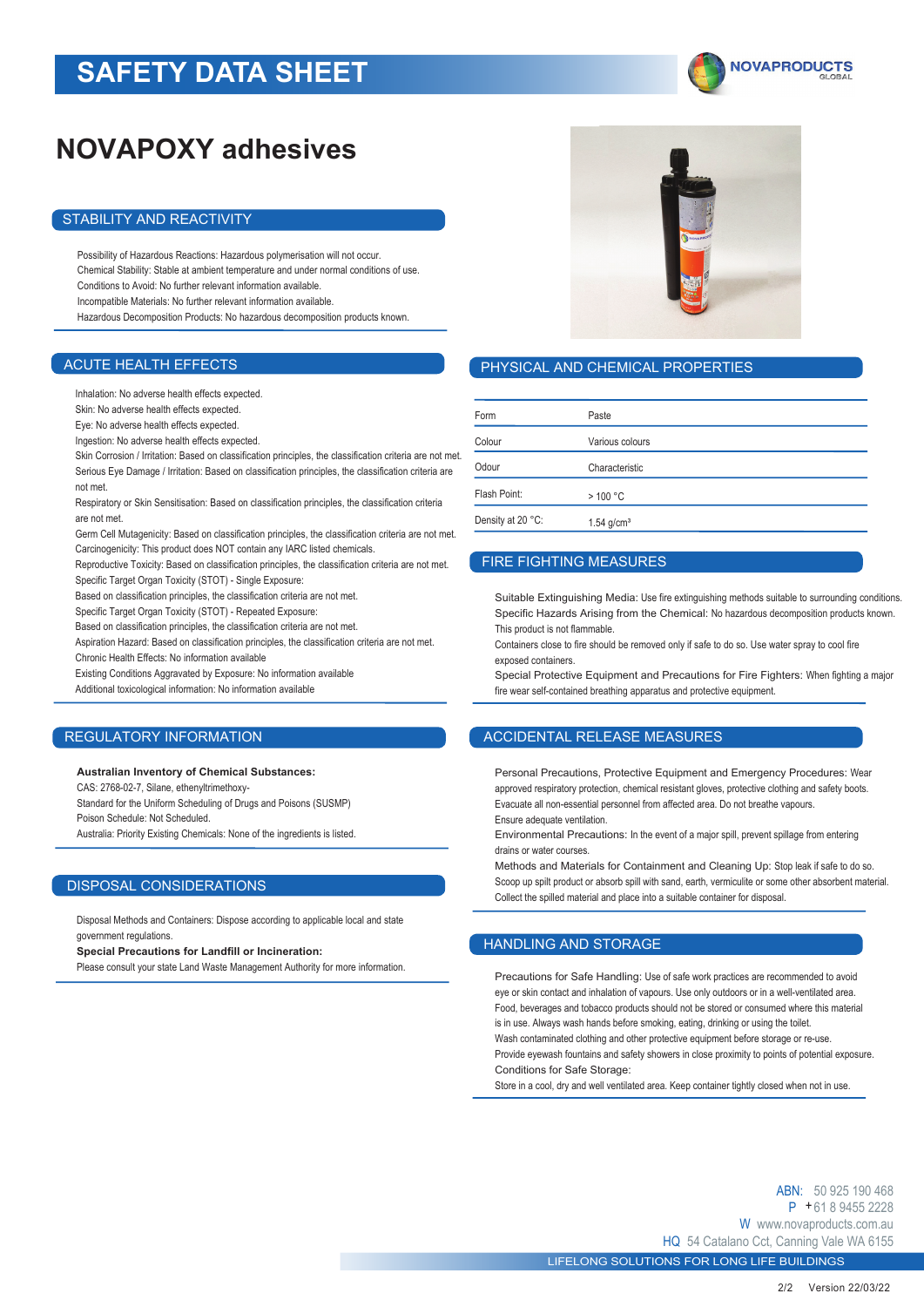# SAFETY DATA SHEET

# NOVAPOXY adhesives

## STABILITY AND REACTIVITY

Possibility of Hazardous Reactions: Hazardous polymerisation will not occur.
Chemical Stability: Stable at ambient temperature and under normal conditions of use.
Conditions to Avoid: No further relevant information available.
Incompatible Materials: No further relevant information available.
Hazardous Decomposition Products: No hazardous decomposition products known.

## ACUTE HEALTH EFFECTS

Inhalation: No adverse health effects expected.
Skin: No adverse health effects expected.
Eye: No adverse health effects expected.
Ingestion: No adverse health effects expected.
Skin Corrosion / Irritation: Based on classification principles, the classification criteria are not met.
Serious Eye Damage / Irritation: Based on classification principles, the classification criteria are not met.
Respiratory or Skin Sensitisation: Based on classification principles, the classification criteria are not met.
Germ Cell Mutagenicity: Based on classification principles, the classification criteria are not met.
Carcinogenicity: This product does NOT contain any IARC listed chemicals.
Reproductive Toxicity: Based on classification principles, the classification criteria are not met.
Specific Target Organ Toxicity (STOT) - Single Exposure:
Based on classification principles, the classification criteria are not met.
Specific Target Organ Toxicity (STOT) - Repeated Exposure:
Based on classification principles, the classification criteria are not met.
Aspiration Hazard: Based on classification principles, the classification criteria are not met.
Chronic Health Effects: No information available
Existing Conditions Aggravated by Exposure: No information available
Additional toxicological information: No information available

## REGULATORY INFORMATION

**Australian Inventory of Chemical Substances:**
CAS: 2768-02-7, Silane, ethenyltrimethoxy-
Standard for the Uniform Scheduling of Drugs and Poisons (SUSMP)
Poison Schedule: Not Scheduled.
Australia: Priority Existing Chemicals: None of the ingredients is listed.

## DISPOSAL CONSIDERATIONS

Disposal Methods and Containers: Dispose according to applicable local and state government regulations.
**Special Precautions for Landfill or Incineration:**
Please consult your state Land Waste Management Authority for more information.

## PHYSICAL AND CHEMICAL PROPERTIES

| | |
|---|---|
| Form | Paste |
| Colour | Various colours |
| Odour | Characteristic |
| Flash Point: | > 100 °C |
| Density at 20 °C: | 1.54 g/cm³ |

## FIRE FIGHTING MEASURES

Suitable Extinguishing Media: Use fire extinguishing methods suitable to surrounding conditions.
Specific Hazards Arising from the Chemical: No hazardous decomposition products known.
This product is not flammable.
Containers close to fire should be removed only if safe to do so. Use water spray to cool fire exposed containers.
Special Protective Equipment and Precautions for Fire Fighters: When fighting a major fire wear self-contained breathing apparatus and protective equipment.

## ACCIDENTAL RELEASE MEASURES

Personal Precautions, Protective Equipment and Emergency Procedures: Wear approved respiratory protection, chemical resistant gloves, protective clothing and safety boots.
Evacuate all non-essential personnel from affected area. Do not breathe vapours.
Ensure adequate ventilation.
Environmental Precautions: In the event of a major spill, prevent spillage from entering drains or water courses.
Methods and Materials for Containment and Cleaning Up: Stop leak if safe to do so.
Scoop up spilt product or absorb spill with sand, earth, vermiculite or some other absorbent material.
Collect the spilled material and place into a suitable container for disposal.

## HANDLING AND STORAGE

Precautions for Safe Handling: Use of safe work practices are recommended to avoid eye or skin contact and inhalation of vapours. Use only outdoors or in a well-ventilated area.
Food, beverages and tobacco products should not be stored or consumed where this material is in use. Always wash hands before smoking, eating, drinking or using the toilet.
Wash contaminated clothing and other protective equipment before storage or re-use.
Provide eyewash fountains and safety showers in close proximity to points of potential exposure.
Conditions for Safe Storage:
Store in a cool, dry and well ventilated area. Keep container tightly closed when not in use.

ABN: 50 925 190 468
P +61 8 9455 2228
W www.novaproducts.com.au
HQ 54 Catalano Cct, Canning Vale WA 6155

LIFELONG SOLUTIONS FOR LONG LIFE BUILDINGS

Version 22/03/22